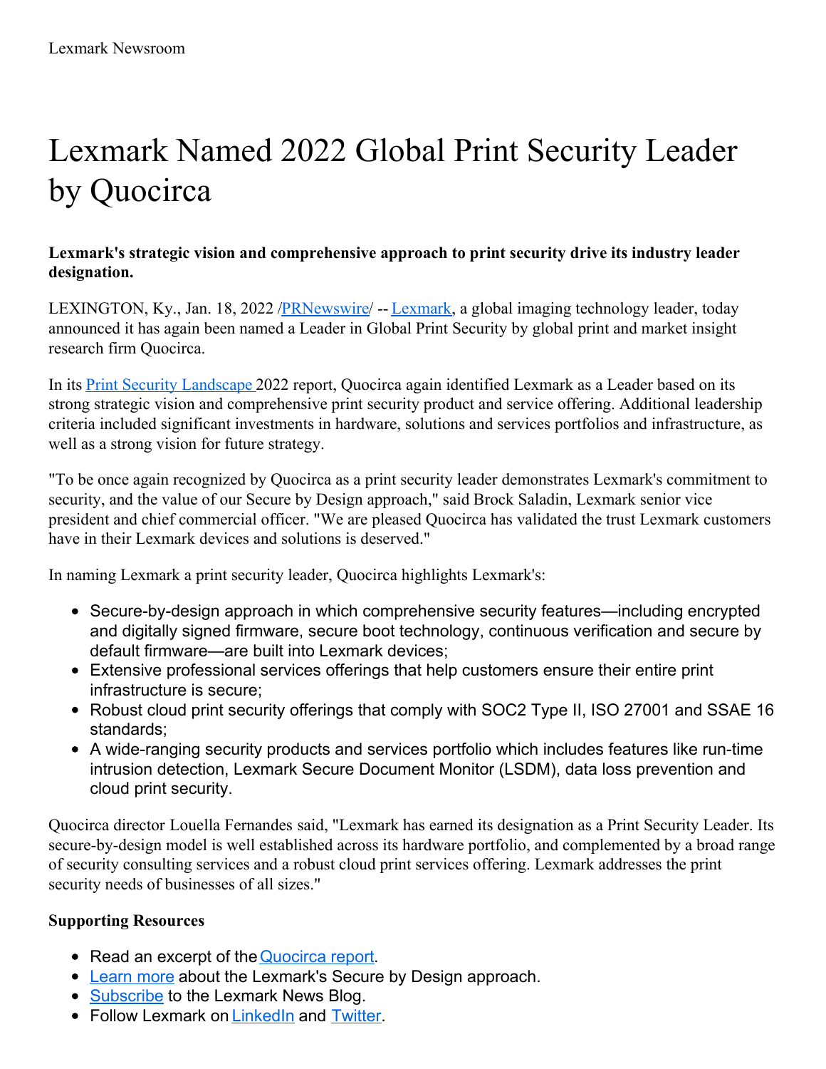Lexmark Newsroom

# Lexmark Named 2022 Global Print Security Leader by Quocirca

**Lexmark's strategic vision and comprehensive approach to print security drive its industry leader designation.**

LEXINGTON, Ky., Jan. 18, 2022 /PRNewswire/ -- Lexmark, a global imaging technology leader, today announced it has again been named a Leader in Global Print Security by global print and market insight research firm Quocirca.

In its Print Security Landscape 2022 report, Quocirca again identified Lexmark as a Leader based on its strong strategic vision and comprehensive print security product and service offering. Additional leadership criteria included significant investments in hardware, solutions and services portfolios and infrastructure, as well as a strong vision for future strategy.

"To be once again recognized by Quocirca as a print security leader demonstrates Lexmark's commitment to security, and the value of our Secure by Design approach," said Brock Saladin, Lexmark senior vice president and chief commercial officer. "We are pleased Quocirca has validated the trust Lexmark customers have in their Lexmark devices and solutions is deserved."

In naming Lexmark a print security leader, Quocirca highlights Lexmark's:

- Secure-by-design approach in which comprehensive security features—including encrypted and digitally signed firmware, secure boot technology, continuous verification and secure by default firmware—are built into Lexmark devices;
- Extensive professional services offerings that help customers ensure their entire print infrastructure is secure;
- Robust cloud print security offerings that comply with SOC2 Type II, ISO 27001 and SSAE 16 standards;
- A wide-ranging security products and services portfolio which includes features like run-time intrusion detection, Lexmark Secure Document Monitor (LSDM), data loss prevention and cloud print security.

Quocirca director Louella Fernandes said, "Lexmark has earned its designation as a Print Security Leader. Its secure-by-design model is well established across its hardware portfolio, and complemented by a broad range of security consulting services and a robust cloud print services offering. Lexmark addresses the print security needs of businesses of all sizes."

**Supporting Resources**

- Read an excerpt of the Quocirca report.
- Learn more about the Lexmark's Secure by Design approach.
- Subscribe to the Lexmark News Blog.
- Follow Lexmark on LinkedIn and Twitter.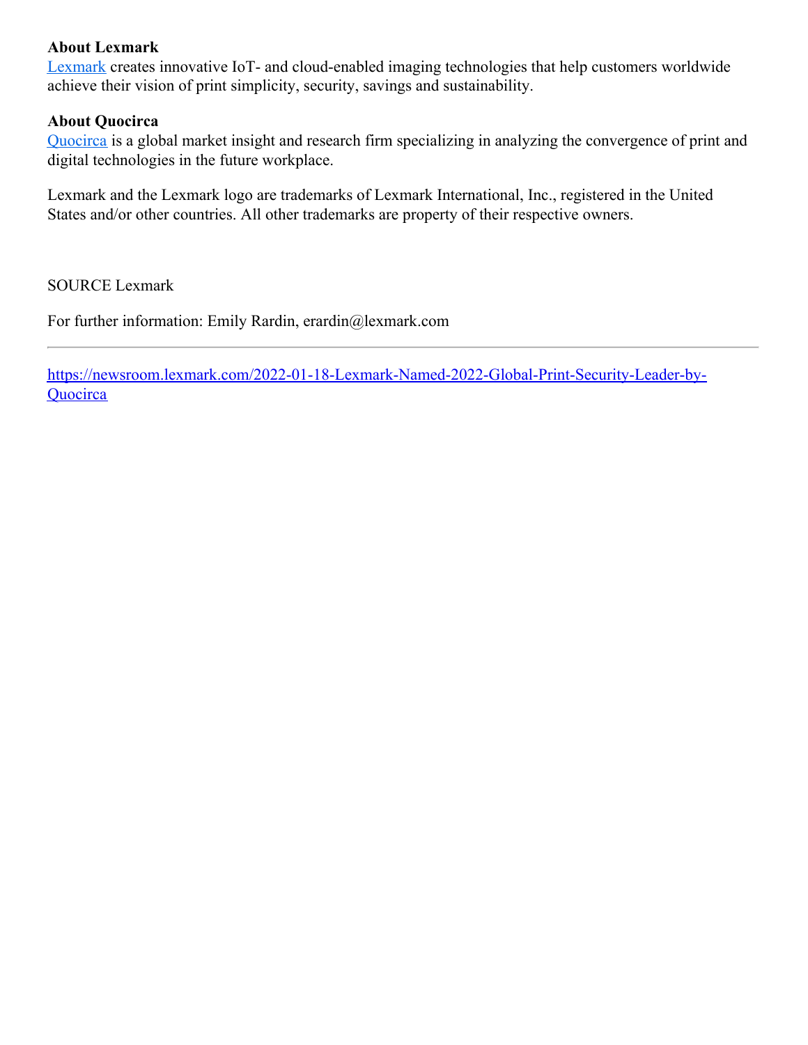**About Lexmark**
[Lexmark](Lexmark) creates innovative IoT- and cloud-enabled imaging technologies that help customers worldwide achieve their vision of print simplicity, security, savings and sustainability.

**About Quocirca**
[Quocirca](Quocirca) is a global market insight and research firm specializing in analyzing the convergence of print and digital technologies in the future workplace.

Lexmark and the Lexmark logo are trademarks of Lexmark International, Inc., registered in the United States and/or other countries. All other trademarks are property of their respective owners.

SOURCE Lexmark

For further information: Emily Rardin, erardin@lexmark.com

---

https://newsroom.lexmark.com/2022-01-18-Lexmark-Named-2022-Global-Print-Security-Leader-by-Quocirca